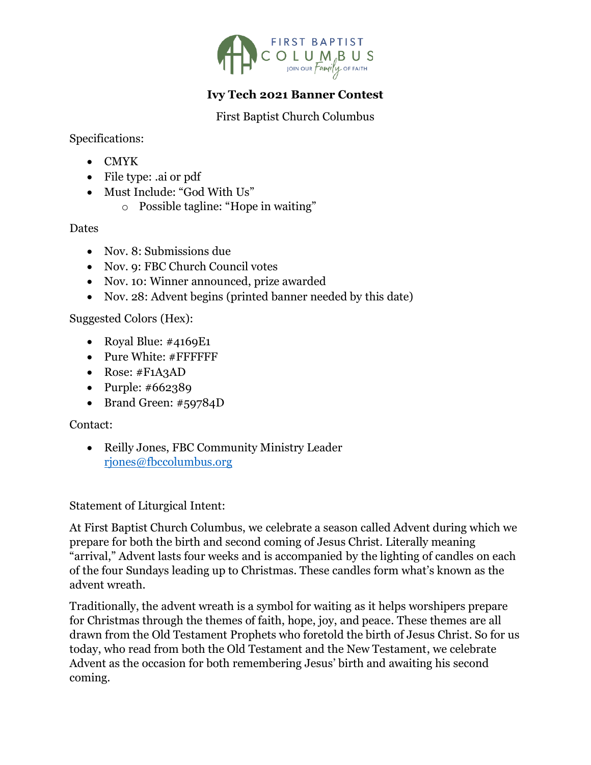**Ivy Tech 2021 Banner Contest**

First Baptist Church Columbus

Specifications:

- CMYK
- File type: .ai or pdf
- Must Include: "God With Us"
    - Possible tagline: "Hope in waiting"

Dates

- Nov. 8: Submissions due
- Nov. 9: FBC Church Council votes
- Nov. 10: Winner announced, prize awarded
- Nov. 28: Advent begins (printed banner needed by this date)

Suggested Colors (Hex):

- Royal Blue: #4169E1
- Pure White: #FFFFFF
- Rose: #F1A3AD
- Purple: #662389
- Brand Green: #59784D

Contact:

- Reilly Jones, FBC Community Ministry Leader
  rjones@fbccolumbus.org

Statement of Liturgical Intent:

At First Baptist Church Columbus, we celebrate a season called Advent during which we prepare for both the birth and second coming of Jesus Christ. Literally meaning "arrival," Advent lasts four weeks and is accompanied by the lighting of candles on each of the four Sundays leading up to Christmas. These candles form what's known as the advent wreath.

Traditionally, the advent wreath is a symbol for waiting as it helps worshipers prepare for Christmas through the themes of faith, hope, joy, and peace. These themes are all drawn from the Old Testament Prophets who foretold the birth of Jesus Christ. So for us today, who read from both the Old Testament and the New Testament, we celebrate Advent as the occasion for both remembering Jesus' birth and awaiting his second coming.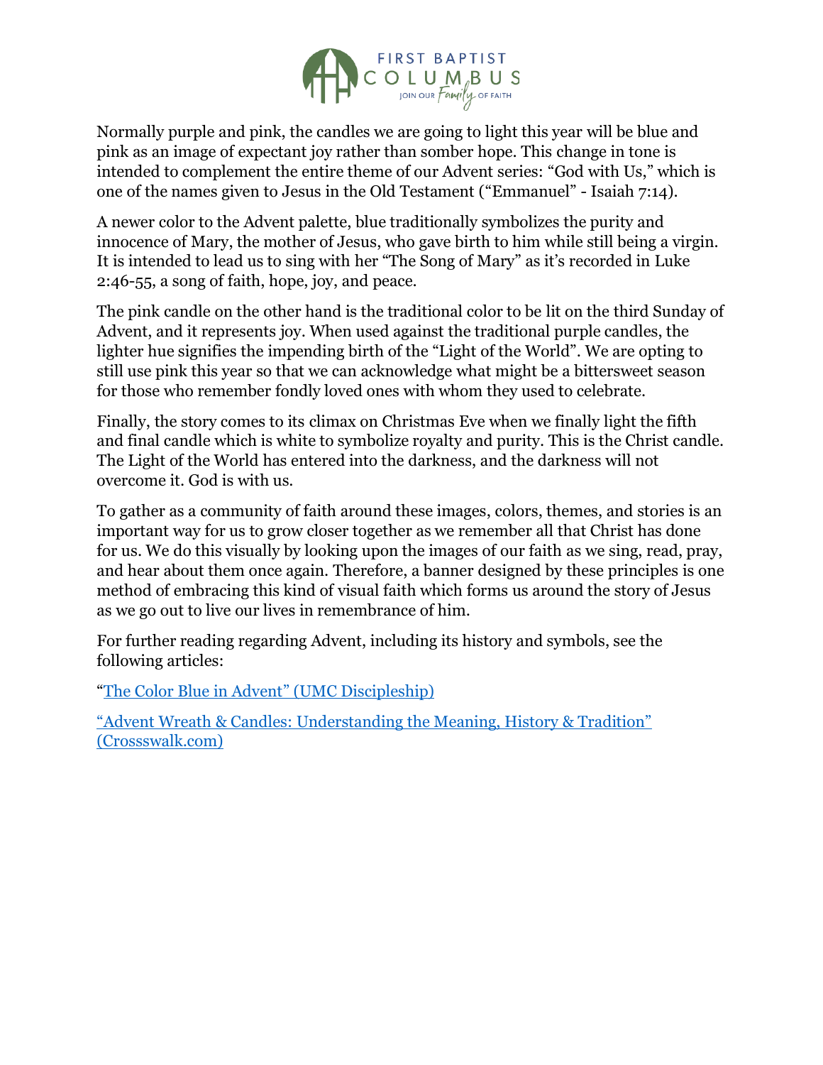Normally purple and pink, the candles we are going to light this year will be blue and pink as an image of expectant joy rather than somber hope. This change in tone is intended to complement the entire theme of our Advent series: "God with Us," which is one of the names given to Jesus in the Old Testament ("Emmanuel" - Isaiah 7:14).

A newer color to the Advent palette, blue traditionally symbolizes the purity and innocence of Mary, the mother of Jesus, who gave birth to him while still being a virgin. It is intended to lead us to sing with her "The Song of Mary" as it's recorded in Luke 2:46-55, a song of faith, hope, joy, and peace.

The pink candle on the other hand is the traditional color to be lit on the third Sunday of Advent, and it represents joy. When used against the traditional purple candles, the lighter hue signifies the impending birth of the "Light of the World". We are opting to still use pink this year so that we can acknowledge what might be a bittersweet season for those who remember fondly loved ones with whom they used to celebrate.

Finally, the story comes to its climax on Christmas Eve when we finally light the fifth and final candle which is white to symbolize royalty and purity. This is the Christ candle. The Light of the World has entered into the darkness, and the darkness will not overcome it. God is with us.

To gather as a community of faith around these images, colors, themes, and stories is an important way for us to grow closer together as we remember all that Christ has done for us. We do this visually by looking upon the images of our faith as we sing, read, pray, and hear about them once again. Therefore, a banner designed by these principles is one method of embracing this kind of visual faith which forms us around the story of Jesus as we go out to live our lives in remembrance of him.

For further reading regarding Advent, including its history and symbols, see the following articles:

"The Color Blue in Advent" (UMC Discipleship)

"Advent Wreath & Candles: Understanding the Meaning, History & Tradition" (Crossswalk.com)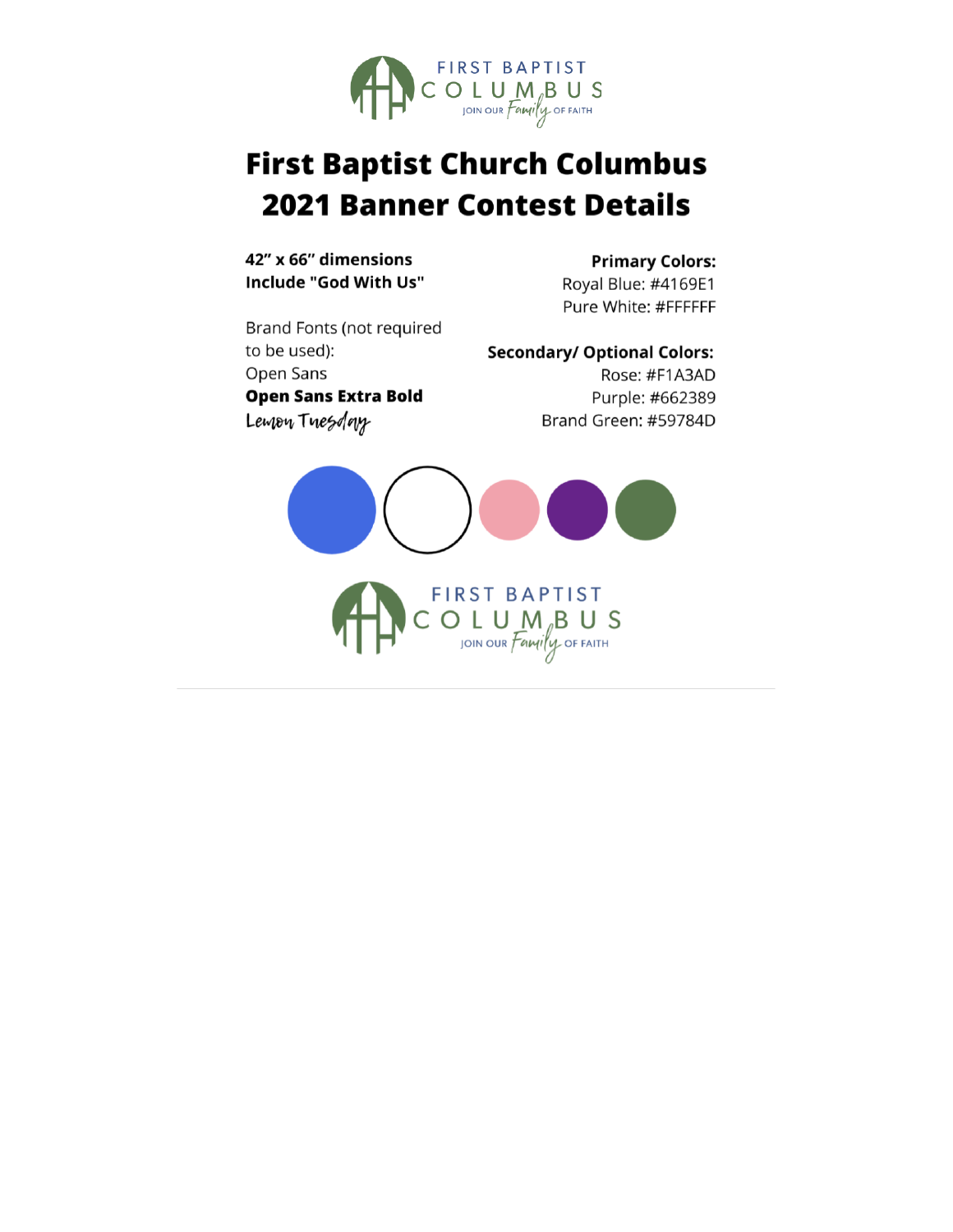FIRST BAPTIST COLUMBUS
JOIN OUR *Family* OF FAITH

# First Baptist Church Columbus 2021 Banner Contest Details

**42" x 66" dimensions**
**Include "God With Us"**

Brand Fonts (not required to be used):
Open Sans
**Open Sans Extra Bold**
*Lemon Tuesday*

**Primary Colors:**
Royal Blue: #4169E1
Pure White: #FFFFFF

**Secondary/ Optional Colors:**
Rose: #F1A3AD
Purple: #662389
Brand Green: #59784D

FIRST BAPTIST COLUMBUS
JOIN OUR *Family* OF FAITH